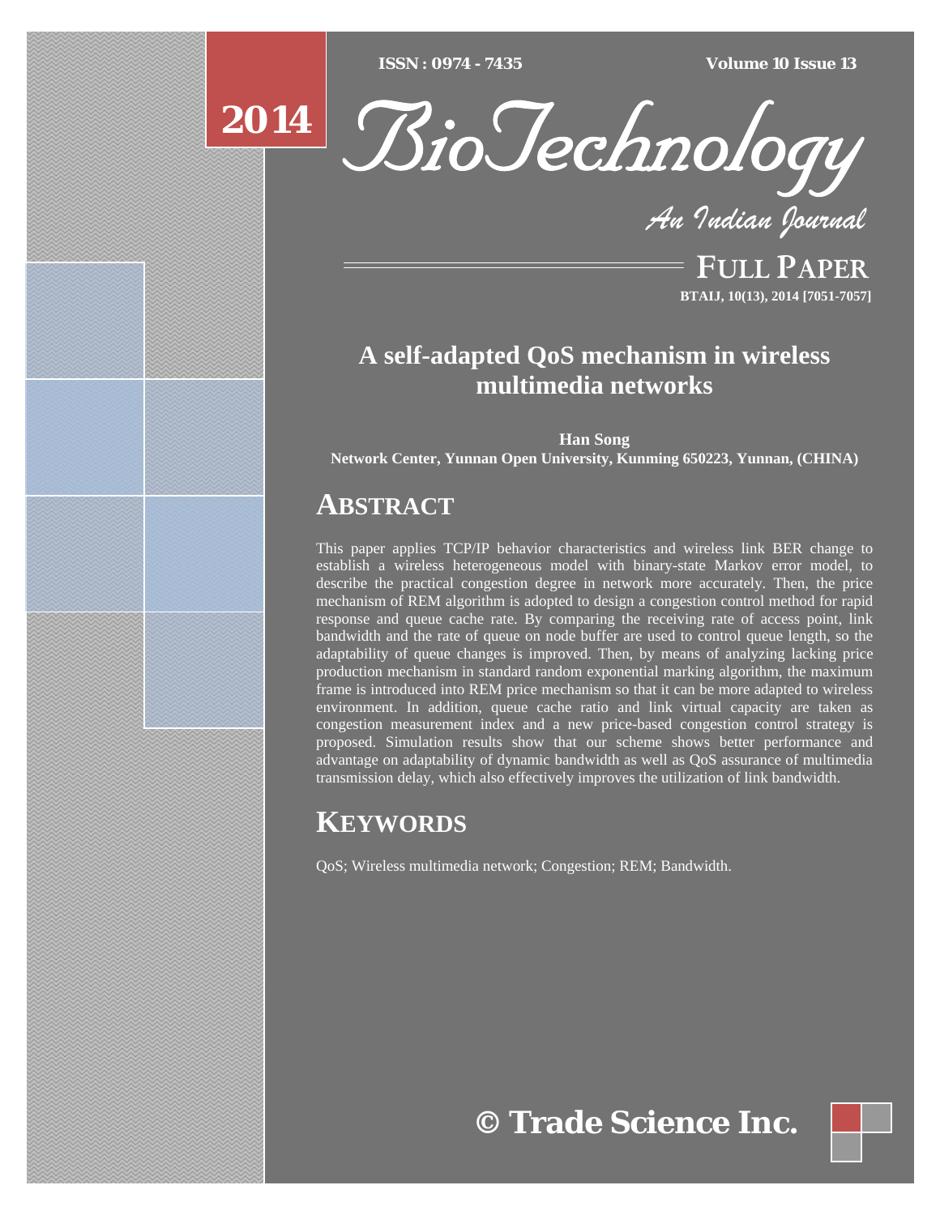FULL PAPER

# A self-adapted QoS mechanism in wireless multimedia networks

**Han Song**
**Network Center, Yunnan Open University, Kunming 650223, Yunnan, (CHINA)**

## ABSTRACT

This paper applies TCP/IP behavior characteristics and wireless link BER change to establish a wireless heterogeneous model with binary-state Markov error model, to describe the practical congestion degree in network more accurately. Then, the price mechanism of REM algorithm is adopted to design a congestion control method for rapid response and queue cache rate. By comparing the receiving rate of access point, link bandwidth and the rate of queue on node buffer are used to control queue length, so the adaptability of queue changes is improved. Then, by means of analyzing lacking price production mechanism in standard random exponential marking algorithm, the maximum frame is introduced into REM price mechanism so that it can be more adapted to wireless environment. In addition, queue cache ratio and link virtual capacity are taken as congestion measurement index and a new price-based congestion control strategy is proposed. Simulation results show that our scheme shows better performance and advantage on adaptability of dynamic bandwidth as well as QoS assurance of multimedia transmission delay, which also effectively improves the utilization of link bandwidth.

## KEYWORDS

QoS; Wireless multimedia network; Congestion; REM; Bandwidth.

© Trade Science Inc.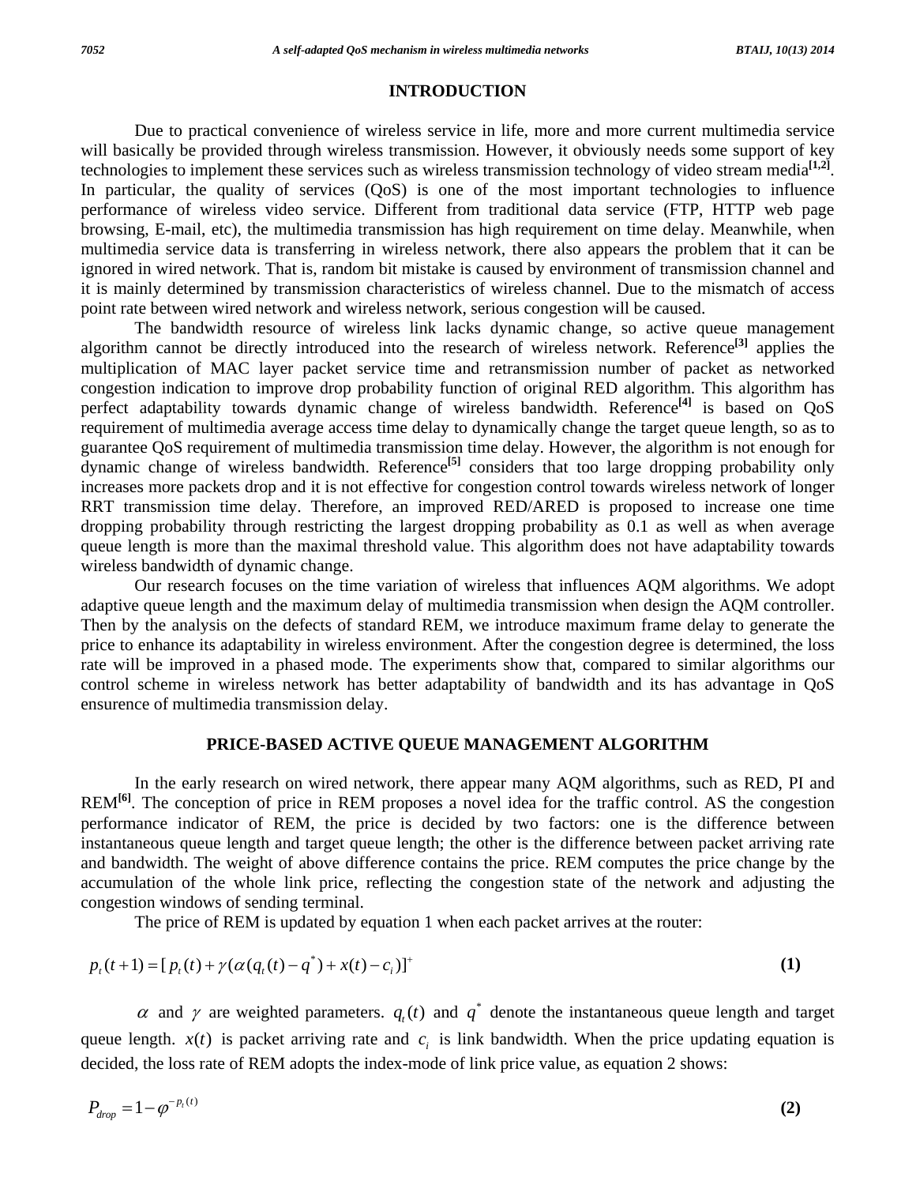## INTRODUCTION

Due to practical convenience of wireless service in life, more and more current multimedia service will basically be provided through wireless transmission. However, it obviously needs some support of key technologies to implement these services such as wireless transmission technology of video stream media[1,2]. In particular, the quality of services (QoS) is one of the most important technologies to influence performance of wireless video service. Different from traditional data service (FTP, HTTP web page browsing, E-mail, etc), the multimedia transmission has high requirement on time delay. Meanwhile, when multimedia service data is transferring in wireless network, there also appears the problem that it can be ignored in wired network. That is, random bit mistake is caused by environment of transmission channel and it is mainly determined by transmission characteristics of wireless channel. Due to the mismatch of access point rate between wired network and wireless network, serious congestion will be caused.

The bandwidth resource of wireless link lacks dynamic change, so active queue management algorithm cannot be directly introduced into the research of wireless network. Reference[3] applies the multiplication of MAC layer packet service time and retransmission number of packet as networked congestion indication to improve drop probability function of original RED algorithm. This algorithm has perfect adaptability towards dynamic change of wireless bandwidth. Reference[4] is based on QoS requirement of multimedia average access time delay to dynamically change the target queue length, so as to guarantee QoS requirement of multimedia transmission time delay. However, the algorithm is not enough for dynamic change of wireless bandwidth. Reference[5] considers that too large dropping probability only increases more packets drop and it is not effective for congestion control towards wireless network of longer RRT transmission time delay. Therefore, an improved RED/ARED is proposed to increase one time dropping probability through restricting the largest dropping probability as 0.1 as well as when average queue length is more than the maximal threshold value. This algorithm does not have adaptability towards wireless bandwidth of dynamic change.

Our research focuses on the time variation of wireless that influences AQM algorithms. We adopt adaptive queue length and the maximum delay of multimedia transmission when design the AQM controller. Then by the analysis on the defects of standard REM, we introduce maximum frame delay to generate the price to enhance its adaptability in wireless environment. After the congestion degree is determined, the loss rate will be improved in a phased mode. The experiments show that, compared to similar algorithms our control scheme in wireless network has better adaptability of bandwidth and its has advantage in QoS ensurence of multimedia transmission delay.

## PRICE-BASED ACTIVE QUEUE MANAGEMENT ALGORITHM

In the early research on wired network, there appear many AQM algorithms, such as RED, PI and REM[6]. The conception of price in REM proposes a novel idea for the traffic control. AS the congestion performance indicator of REM, the price is decided by two factors: one is the difference between instantaneous queue length and target queue length; the other is the difference between packet arriving rate and bandwidth. The weight of above difference contains the price. REM computes the price change by the accumulation of the whole link price, reflecting the congestion state of the network and adjusting the congestion windows of sending terminal.

The price of REM is updated by equation 1 when each packet arrives at the router:

$$p_t(t+1) = [\, p_t(t) + \gamma(\alpha(q_t(t) - q^*) + x(t) - c_i)]^+ \tag{1}$$

$\alpha$ and $\gamma$ are weighted parameters. $q_t(t)$ and $q^*$ denote the instantaneous queue length and target queue length. $x(t)$ is packet arriving rate and $c_i$ is link bandwidth. When the price updating equation is decided, the loss rate of REM adopts the index-mode of link price value, as equation 2 shows:

$$P_{drop} = 1 - \varphi^{-p_t(t)} \tag{2}$$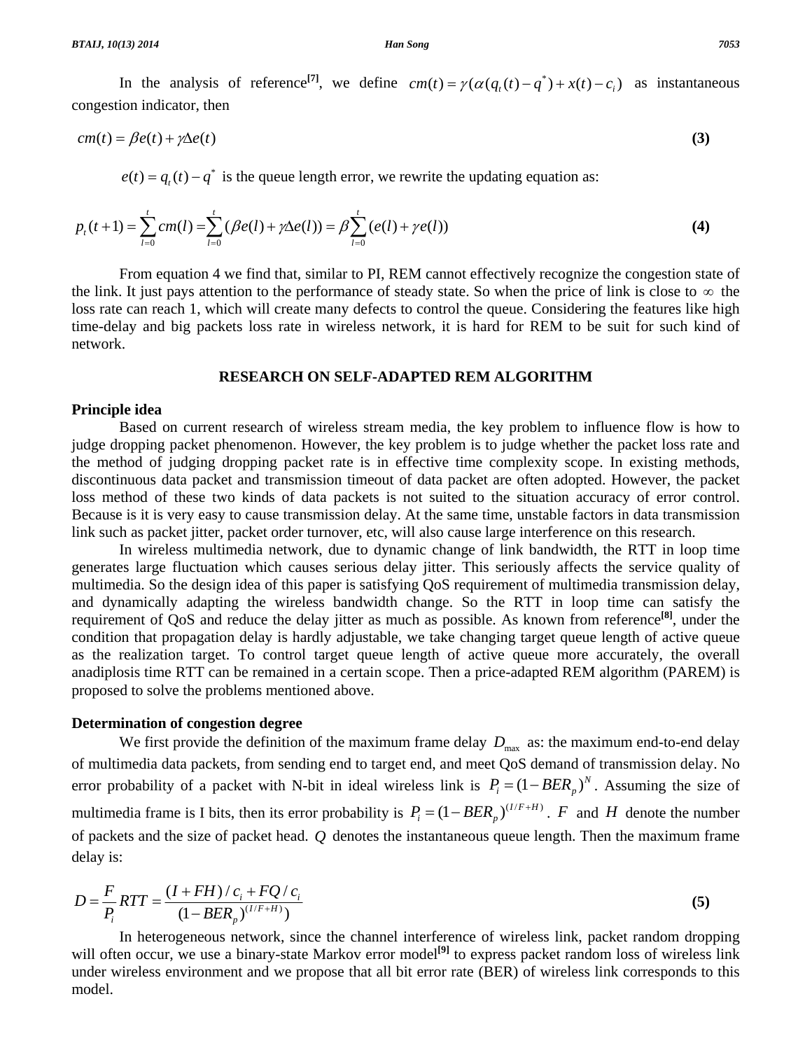In the analysis of reference[7], we define $cm(t) = \gamma(\alpha(q_t(t) - q^*) + x(t) - c_i)$ as instantaneous congestion indicator, then

$$cm(t) = \beta e(t) + \gamma \Delta e(t) \tag{3}$$

$e(t) = q_t(t) - q^*$ is the queue length error, we rewrite the updating equation as:

$$p_t(t+1) = \sum_{l=0}^{t} cm(l) = \sum_{l=0}^{t} (\beta e(l) + \gamma \Delta e(l)) = \beta \sum_{l=0}^{t} (e(l) + \gamma e(l)) \tag{4}$$

From equation 4 we find that, similar to PI, REM cannot effectively recognize the congestion state of the link. It just pays attention to the performance of steady state. So when the price of link is close to $\infty$ the loss rate can reach 1, which will create many defects to control the queue. Considering the features like high time-delay and big packets loss rate in wireless network, it is hard for REM to be suit for such kind of network.

## RESEARCH ON SELF-ADAPTED REM ALGORITHM

### Principle idea

Based on current research of wireless stream media, the key problem to influence flow is how to judge dropping packet phenomenon. However, the key problem is to judge whether the packet loss rate and the method of judging dropping packet rate is in effective time complexity scope. In existing methods, discontinuous data packet and transmission timeout of data packet are often adopted. However, the packet loss method of these two kinds of data packets is not suited to the situation accuracy of error control. Because is it is very easy to cause transmission delay. At the same time, unstable factors in data transmission link such as packet jitter, packet order turnover, etc, will also cause large interference on this research.

In wireless multimedia network, due to dynamic change of link bandwidth, the RTT in loop time generates large fluctuation which causes serious delay jitter. This seriously affects the service quality of multimedia. So the design idea of this paper is satisfying QoS requirement of multimedia transmission delay, and dynamically adapting the wireless bandwidth change. So the RTT in loop time can satisfy the requirement of QoS and reduce the delay jitter as much as possible. As known from reference[8], under the condition that propagation delay is hardly adjustable, we take changing target queue length of active queue as the realization target. To control target queue length of active queue more accurately, the overall anadiplosis time RTT can be remained in a certain scope. Then a price-adapted REM algorithm (PAREM) is proposed to solve the problems mentioned above.

### Determination of congestion degree

We first provide the definition of the maximum frame delay $D_{\max}$ as: the maximum end-to-end delay of multimedia data packets, from sending end to target end, and meet QoS demand of transmission delay. No error probability of a packet with N-bit in ideal wireless link is $P_i = (1 - BER_p)^N$. Assuming the size of multimedia frame is I bits, then its error probability is $P_i = (1 - BER_p)^{(I/F + H)}$. $F$ and $H$ denote the number of packets and the size of packet head. $Q$ denotes the instantaneous queue length. Then the maximum frame delay is:

$$D = \frac{F}{P_i} RTT = \frac{(I + FH)/c_i + FQ/c_i}{(1 - BER_p)^{(I/F + H)})} \tag{5}$$

In heterogeneous network, since the channel interference of wireless link, packet random dropping will often occur, we use a binary-state Markov error model[9] to express packet random loss of wireless link under wireless environment and we propose that all bit error rate (BER) of wireless link corresponds to this model.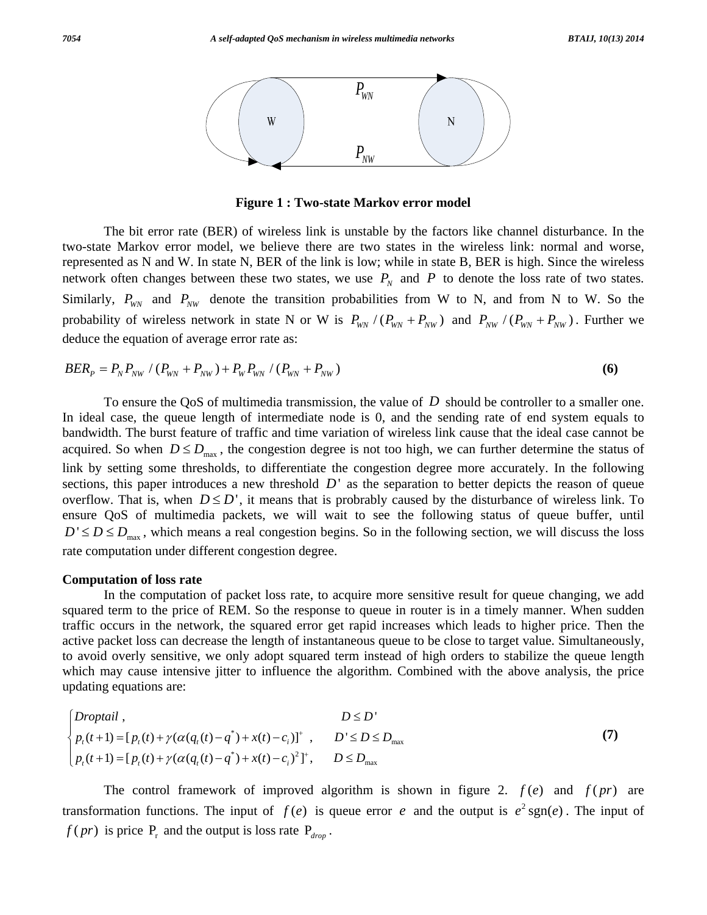Figure 1 : Two-state Markov error model

The bit error rate (BER) of wireless link is unstable by the factors like channel disturbance. In the two-state Markov error model, we believe there are two states in the wireless link: normal and worse, represented as N and W. In state N, BER of the link is low; while in state B, BER is high. Since the wireless network often changes between these two states, we use $P_N$ and $P$ to denote the loss rate of two states. Similarly, $P_{WN}$ and $P_{NW}$ denote the transition probabilities from W to N, and from N to W. So the probability of wireless network in state N or W is $P_{WN} / (P_{WN} + P_{NW})$ and $P_{NW} / (P_{WN} + P_{NW})$. Further we deduce the equation of average error rate as:

$$BER_P = P_N P_{NW} / (P_{WN} + P_{NW}) + P_W P_{WN} / (P_{WN} + P_{NW}) \tag{6}$$

To ensure the QoS of multimedia transmission, the value of $D$ should be controller to a smaller one. In ideal case, the queue length of intermediate node is 0, and the sending rate of end system equals to bandwidth. The burst feature of traffic and time variation of wireless link cause that the ideal case cannot be acquired. So when $D \le D_{\max}$, the congestion degree is not too high, we can further determine the status of link by setting some thresholds, to differentiate the congestion degree more accurately. In the following sections, this paper introduces a new threshold $D'$ as the separation to better depicts the reason of queue overflow. That is, when $D \le D'$, it means that is probrably caused by the disturbance of wireless link. To ensure QoS of multimedia packets, we will wait to see the following status of queue buffer, until $D' \le D \le D_{\max}$, which means a real congestion begins. So in the following section, we will discuss the loss rate computation under different congestion degree.

**Computation of loss rate**

In the computation of packet loss rate, to acquire more sensitive result for queue changing, we add squared term to the price of REM. So the response to queue in router is in a timely manner. When sudden traffic occurs in the network, the squared error get rapid increases which leads to higher price. Then the active packet loss can decrease the length of instantaneous queue to be close to target value. Simultaneously, to avoid overly sensitive, we only adopt squared term instead of high orders to stabilize the queue length which may cause intensive jitter to influence the algorithm. Combined with the above analysis, the price updating equations are:

$$\begin{cases} Droptail\ , & D \le D' \\ p_t(t+1) = [\,p_t(t) + \gamma(\alpha(q_t(t) - q^*) + x(t) - c_i)]^+\ , & D' \le D \le D_{\max} \\ p_t(t+1) = [\,p_t(t) + \gamma(\alpha(q_t(t) - q^*) + x(t) - c_i)^2\,]^+, & D \le D_{\max} \end{cases} \tag{7}$$

The control framework of improved algorithm is shown in figure 2. $f(e)$ and $f(pr)$ are transformation functions. The input of $f(e)$ is queue error $e$ and the output is $e^2 \operatorname{sgn}(e)$. The input of $f(pr)$ is price $\mathrm{P_r}$ and the output is loss rate $\mathrm{P}_{drop}$.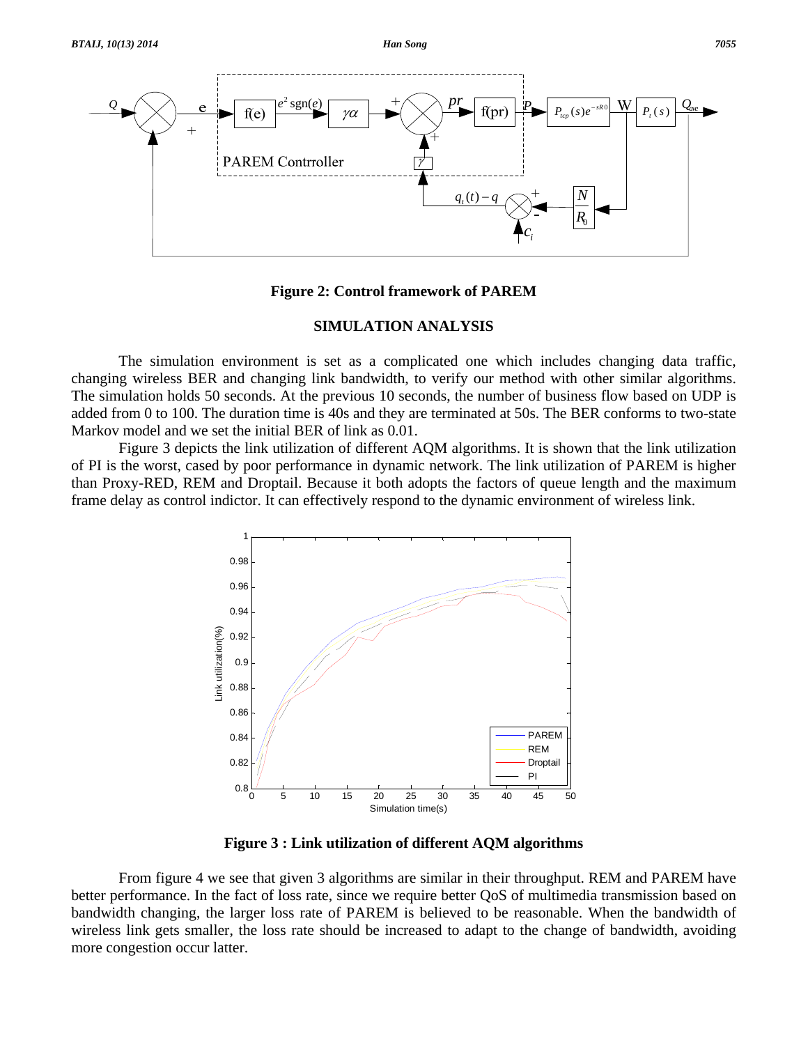**Figure 2: Control framework of PAREM**

## SIMULATION ANALYSIS

The simulation environment is set as a complicated one which includes changing data traffic, changing wireless BER and changing link bandwidth, to verify our method with other similar algorithms. The simulation holds 50 seconds. At the previous 10 seconds, the number of business flow based on UDP is added from 0 to 100. The duration time is 40s and they are terminated at 50s. The BER conforms to two-state Markov model and we set the initial BER of link as 0.01.

Figure 3 depicts the link utilization of different AQM algorithms. It is shown that the link utilization of PI is the worst, cased by poor performance in dynamic network. The link utilization of PAREM is higher than Proxy-RED, REM and Droptail. Because it both adopts the factors of queue length and the maximum frame delay as control indictor. It can effectively respond to the dynamic environment of wireless link.

**Figure 3 : Link utilization of different AQM algorithms**

From figure 4 we see that given 3 algorithms are similar in their throughput. REM and PAREM have better performance. In the fact of loss rate, since we require better QoS of multimedia transmission based on bandwidth changing, the larger loss rate of PAREM is believed to be reasonable. When the bandwidth of wireless link gets smaller, the loss rate should be increased to adapt to the change of bandwidth, avoiding more congestion occur latter.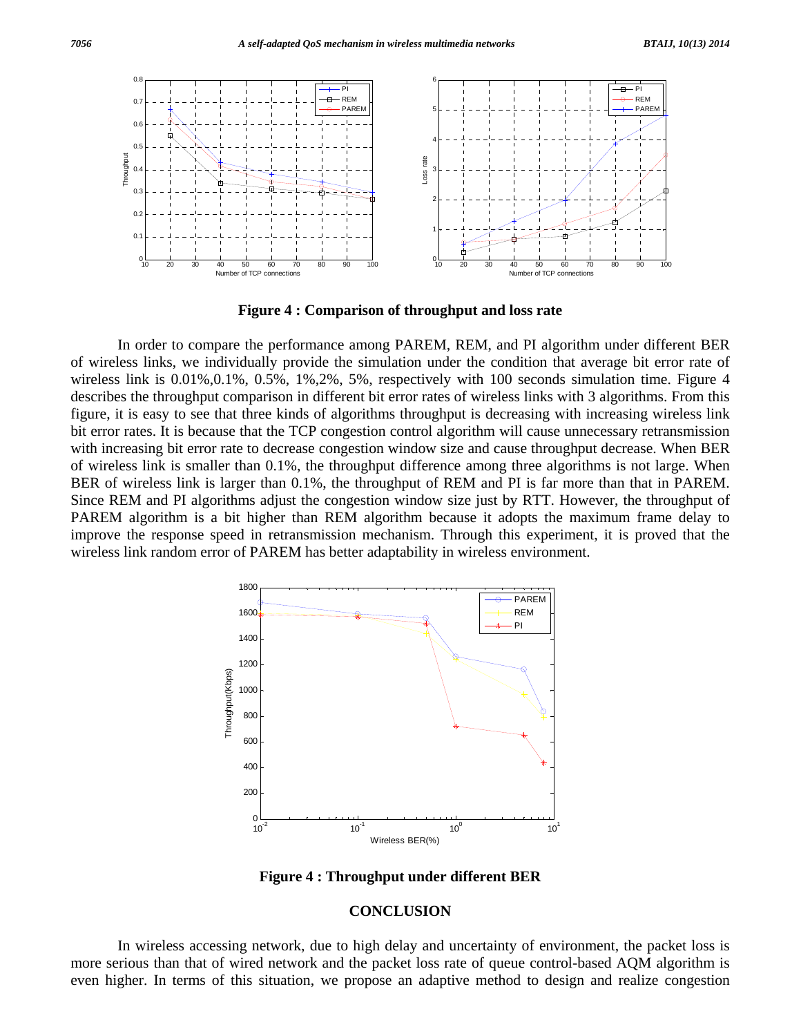**Figure 4 : Comparison of throughput and loss rate**

In order to compare the performance among PAREM, REM, and PI algorithm under different BER of wireless links, we individually provide the simulation under the condition that average bit error rate of wireless link is 0.01%,0.1%, 0.5%, 1%,2%, 5%, respectively with 100 seconds simulation time. Figure 4 describes the throughput comparison in different bit error rates of wireless links with 3 algorithms. From this figure, it is easy to see that three kinds of algorithms throughput is decreasing with increasing wireless link bit error rates. It is because that the TCP congestion control algorithm will cause unnecessary retransmission with increasing bit error rate to decrease congestion window size and cause throughput decrease. When BER of wireless link is smaller than 0.1%, the throughput difference among three algorithms is not large. When BER of wireless link is larger than 0.1%, the throughput of REM and PI is far more than that in PAREM. Since REM and PI algorithms adjust the congestion window size just by RTT. However, the throughput of PAREM algorithm is a bit higher than REM algorithm because it adopts the maximum frame delay to improve the response speed in retransmission mechanism. Through this experiment, it is proved that the wireless link random error of PAREM has better adaptability in wireless environment.

**Figure 4 : Throughput under different BER**

## CONCLUSION

In wireless accessing network, due to high delay and uncertainty of environment, the packet loss is more serious than that of wired network and the packet loss rate of queue control-based AQM algorithm is even higher. In terms of this situation, we propose an adaptive method to design and realize congestion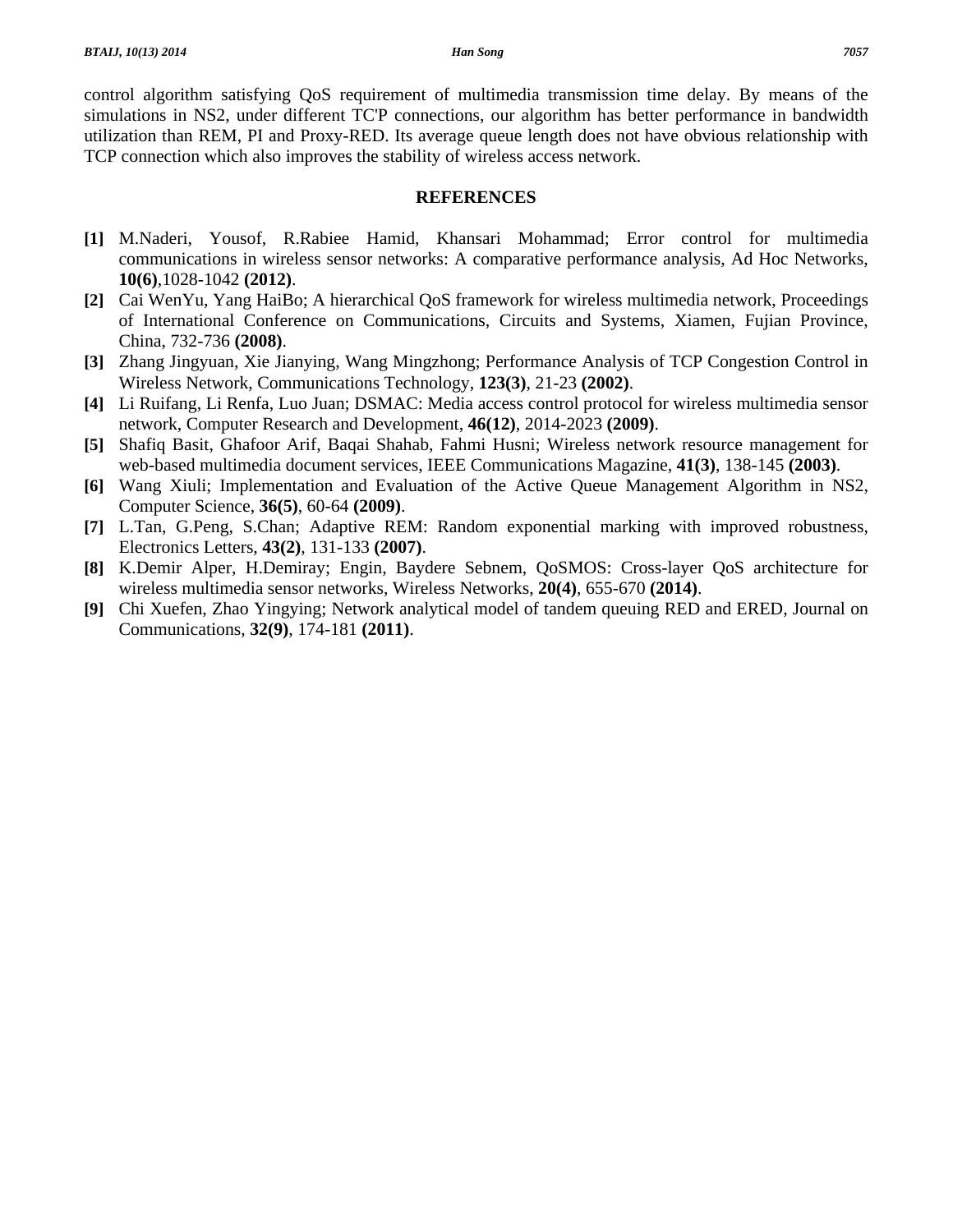control algorithm satisfying QoS requirement of multimedia transmission time delay. By means of the simulations in NS2, under different TC'P connections, our algorithm has better performance in bandwidth utilization than REM, PI and Proxy-RED. Its average queue length does not have obvious relationship with TCP connection which also improves the stability of wireless access network.

## REFERENCES

**[1]** M.Naderi, Yousof, R.Rabiee Hamid, Khansari Mohammad; Error control for multimedia communications in wireless sensor networks: A comparative performance analysis, Ad Hoc Networks, **10(6)**,1028-1042 **(2012)**.

**[2]** Cai WenYu, Yang HaiBo; A hierarchical QoS framework for wireless multimedia network, Proceedings of International Conference on Communications, Circuits and Systems, Xiamen, Fujian Province, China, 732-736 **(2008)**.

**[3]** Zhang Jingyuan, Xie Jianying, Wang Mingzhong; Performance Analysis of TCP Congestion Control in Wireless Network, Communications Technology, **123(3)**, 21-23 **(2002)**.

**[4]** Li Ruifang, Li Renfa, Luo Juan; DSMAC: Media access control protocol for wireless multimedia sensor network, Computer Research and Development, **46(12)**, 2014-2023 **(2009)**.

**[5]** Shafiq Basit, Ghafoor Arif, Baqai Shahab, Fahmi Husni; Wireless network resource management for web-based multimedia document services, IEEE Communications Magazine, **41(3)**, 138-145 **(2003)**.

**[6]** Wang Xiuli; Implementation and Evaluation of the Active Queue Management Algorithm in NS2, Computer Science, **36(5)**, 60-64 **(2009)**.

**[7]** L.Tan, G.Peng, S.Chan; Adaptive REM: Random exponential marking with improved robustness, Electronics Letters, **43(2)**, 131-133 **(2007)**.

**[8]** K.Demir Alper, H.Demiray; Engin, Baydere Sebnem, QoSMOS: Cross-layer QoS architecture for wireless multimedia sensor networks, Wireless Networks, **20(4)**, 655-670 **(2014)**.

**[9]** Chi Xuefen, Zhao Yingying; Network analytical model of tandem queuing RED and ERED, Journal on Communications, **32(9)**, 174-181 **(2011)**.